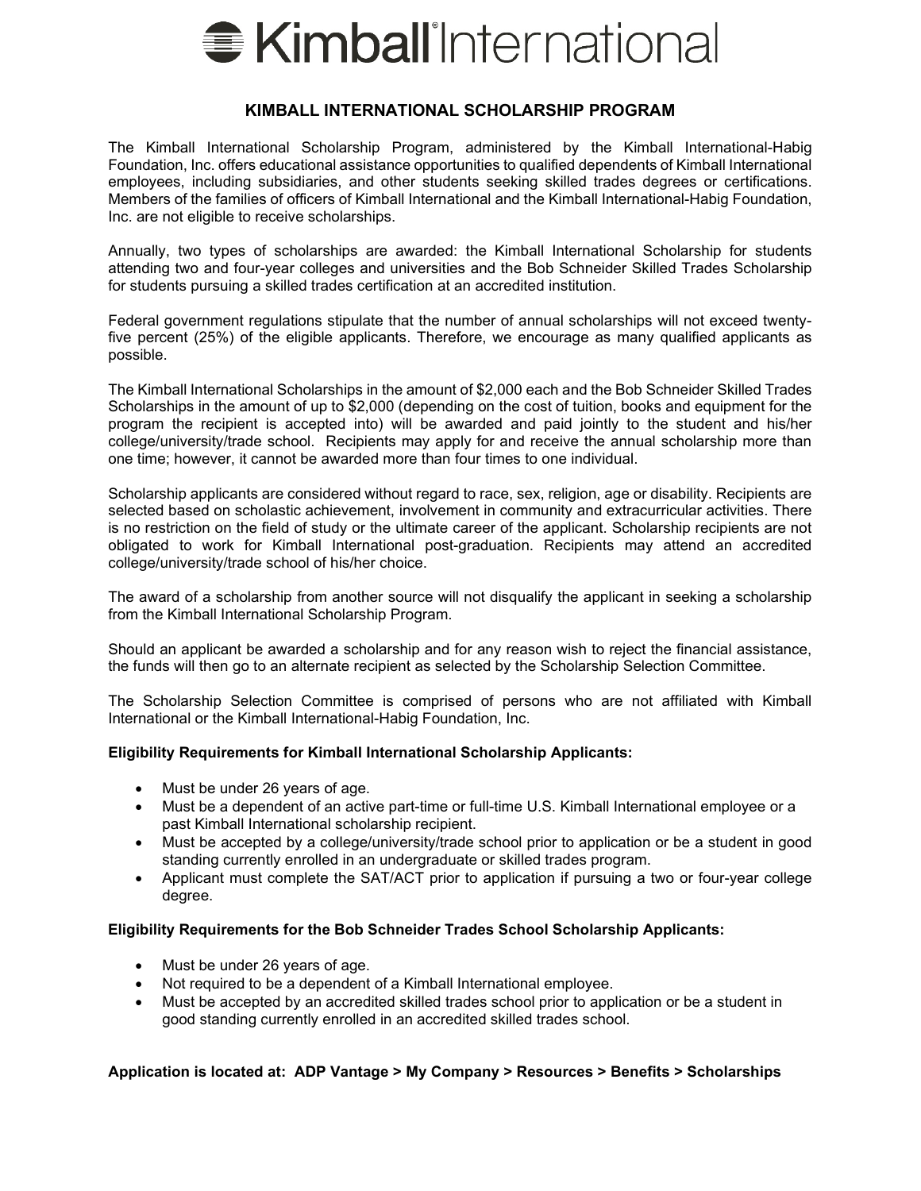# Kimball International

## KIMBALL INTERNATIONAL SCHOLARSHIP PROGRAM

The Kimball International Scholarship Program, administered by the Kimball International-Habig Foundation, Inc. offers educational assistance opportunities to qualified dependents of Kimball International employees, including subsidiaries, and other students seeking skilled trades degrees or certifications. Members of the families of officers of Kimball International and the Kimball International-Habig Foundation, Inc. are not eligible to receive scholarships.

Annually, two types of scholarships are awarded: the Kimball International Scholarship for students attending two and four-year colleges and universities and the Bob Schneider Skilled Trades Scholarship for students pursuing a skilled trades certification at an accredited institution.

Federal government regulations stipulate that the number of annual scholarships will not exceed twenty-five percent (25%) of the eligible applicants. Therefore, we encourage as many qualified applicants as possible.

The Kimball International Scholarships in the amount of $2,000 each and the Bob Schneider Skilled Trades Scholarships in the amount of up to $2,000 (depending on the cost of tuition, books and equipment for the program the recipient is accepted into) will be awarded and paid jointly to the student and his/her college/university/trade school. Recipients may apply for and receive the annual scholarship more than one time; however, it cannot be awarded more than four times to one individual.

Scholarship applicants are considered without regard to race, sex, religion, age or disability. Recipients are selected based on scholastic achievement, involvement in community and extracurricular activities. There is no restriction on the field of study or the ultimate career of the applicant. Scholarship recipients are not obligated to work for Kimball International post-graduation. Recipients may attend an accredited college/university/trade school of his/her choice.

The award of a scholarship from another source will not disqualify the applicant in seeking a scholarship from the Kimball International Scholarship Program.

Should an applicant be awarded a scholarship and for any reason wish to reject the financial assistance, the funds will then go to an alternate recipient as selected by the Scholarship Selection Committee.

The Scholarship Selection Committee is comprised of persons who are not affiliated with Kimball International or the Kimball International-Habig Foundation, Inc.

**Eligibility Requirements for Kimball International Scholarship Applicants:**

- Must be under 26 years of age.
- Must be a dependent of an active part-time or full-time U.S. Kimball International employee or a past Kimball International scholarship recipient.
- Must be accepted by a college/university/trade school prior to application or be a student in good standing currently enrolled in an undergraduate or skilled trades program.
- Applicant must complete the SAT/ACT prior to application if pursuing a two or four-year college degree.

**Eligibility Requirements for the Bob Schneider Trades School Scholarship Applicants:**

- Must be under 26 years of age.
- Not required to be a dependent of a Kimball International employee.
- Must be accepted by an accredited skilled trades school prior to application or be a student in good standing currently enrolled in an accredited skilled trades school.

**Application is located at: ADP Vantage > My Company > Resources > Benefits > Scholarships**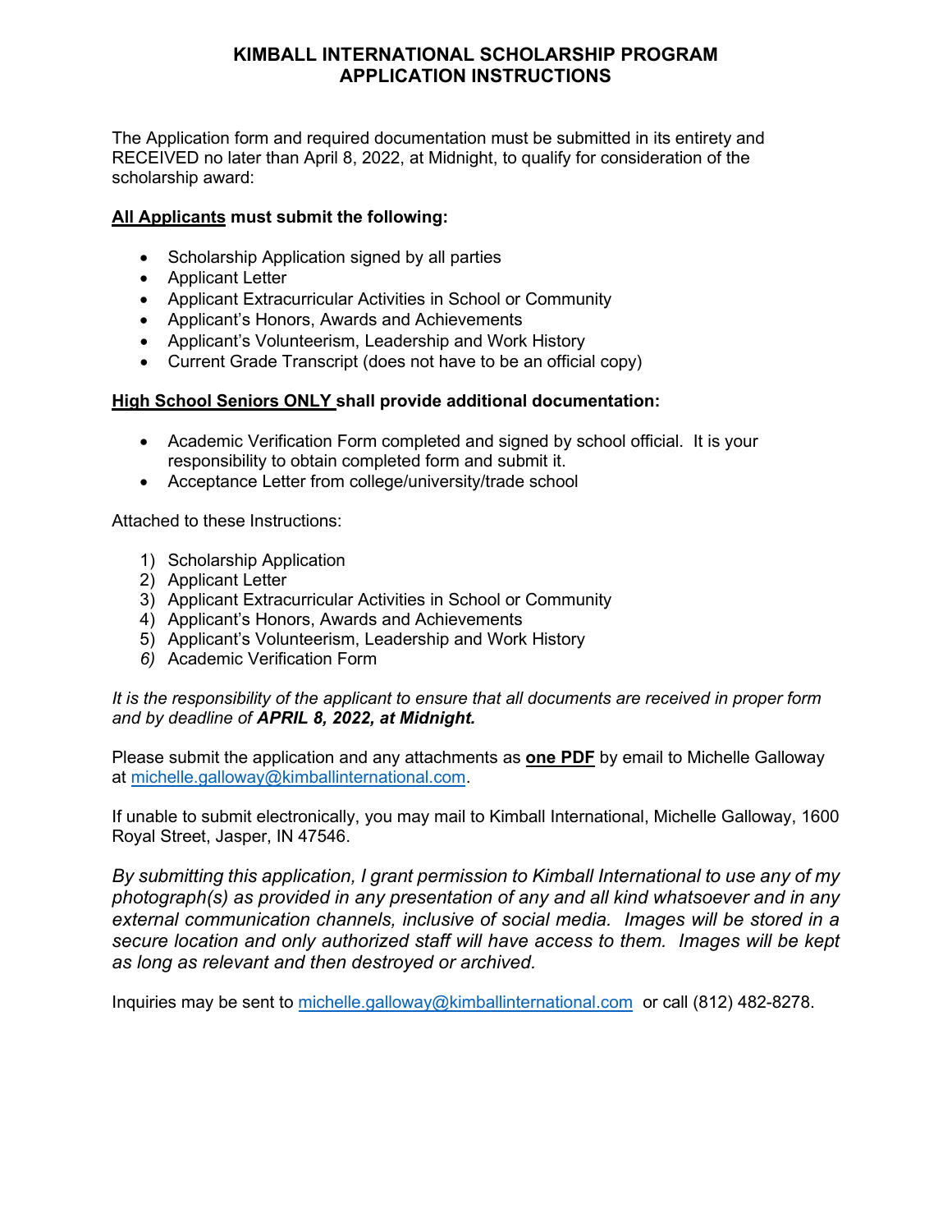# KIMBALL INTERNATIONAL SCHOLARSHIP PROGRAM APPLICATION INSTRUCTIONS

The Application form and required documentation must be submitted in its entirety and RECEIVED no later than April 8, 2022, at Midnight, to qualify for consideration of the scholarship award:

**<u>All Applicants</u> must submit the following:**

- Scholarship Application signed by all parties
- Applicant Letter
- Applicant Extracurricular Activities in School or Community
- Applicant's Honors, Awards and Achievements
- Applicant's Volunteerism, Leadership and Work History
- Current Grade Transcript (does not have to be an official copy)

**<u>High School Seniors ONLY</u> shall provide additional documentation:**

- Academic Verification Form completed and signed by school official. It is your responsibility to obtain completed form and submit it.
- Acceptance Letter from college/university/trade school

Attached to these Instructions:

1) Scholarship Application
2) Applicant Letter
3) Applicant Extracurricular Activities in School or Community
4) Applicant's Honors, Awards and Achievements
5) Applicant's Volunteerism, Leadership and Work History
6) Academic Verification Form

*It is the responsibility of the applicant to ensure that all documents are received in proper form and by deadline of **APRIL 8, 2022, at Midnight.***

Please submit the application and any attachments as **<u>one PDF</u>** by email to Michelle Galloway at michelle.galloway@kimballinternational.com.

If unable to submit electronically, you may mail to Kimball International, Michelle Galloway, 1600 Royal Street, Jasper, IN 47546.

*By submitting this application, I grant permission to Kimball International to use any of my photograph(s) as provided in any presentation of any and all kind whatsoever and in any external communication channels, inclusive of social media. Images will be stored in a secure location and only authorized staff will have access to them. Images will be kept as long as relevant and then destroyed or archived.*

Inquiries may be sent to michelle.galloway@kimballinternational.com or call (812) 482-8278.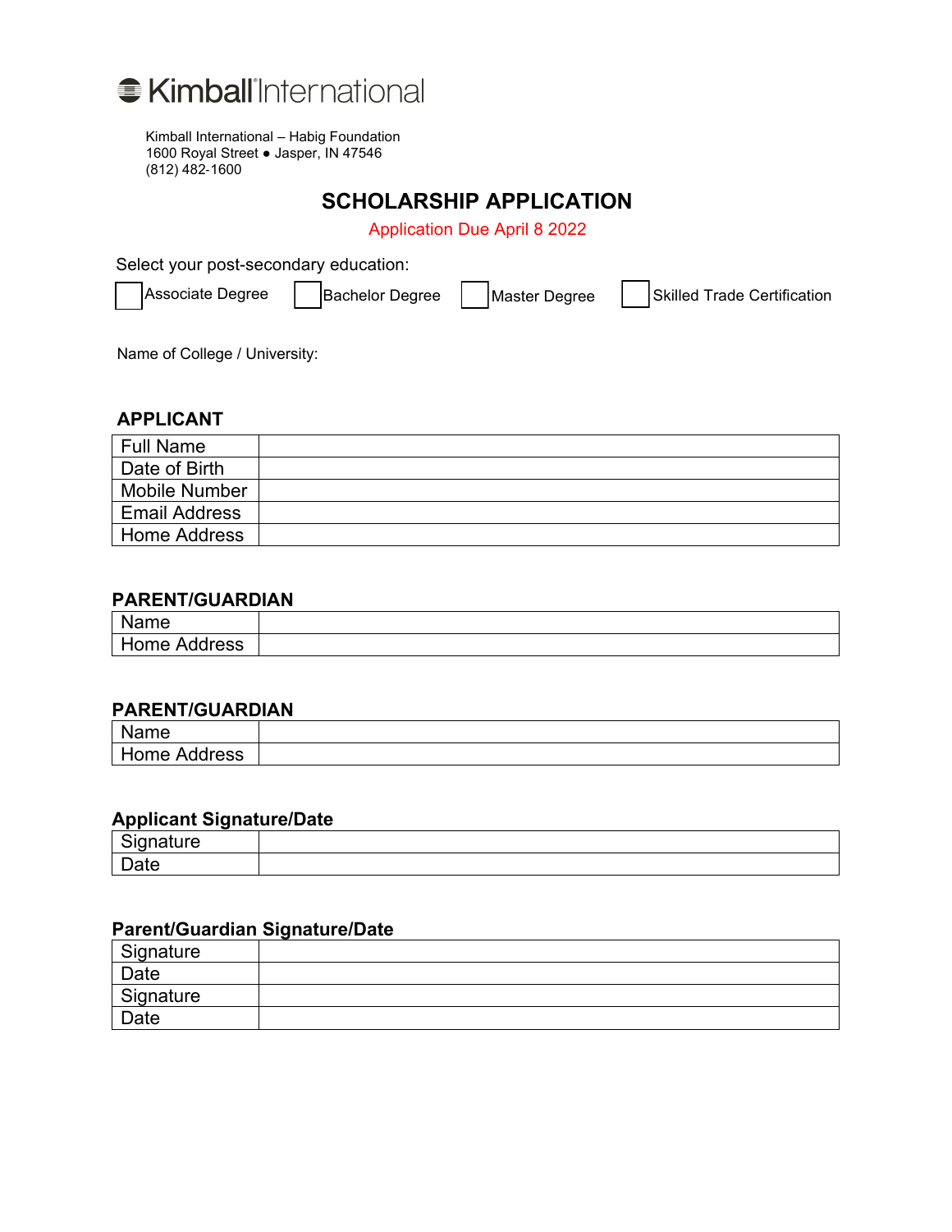**Kimball International**

Kimball International – Habig Foundation
1600 Royal Street ● Jasper, IN 47546
(812) 482-1600

# SCHOLARSHIP APPLICATION

Application Due April 8 2022

Select your post-secondary education:

☐ Associate Degree ☐ Bachelor Degree ☐ Master Degree ☐ Skilled Trade Certification

Name of College / University:

## APPLICANT

| Full Name | |
|---|---|
| Date of Birth | |
| Mobile Number | |
| Email Address | |
| Home Address | |

## PARENT/GUARDIAN

| Name | |
|---|---|
| Home Address | |

## PARENT/GUARDIAN

| Name | |
|---|---|
| Home Address | |

## Applicant Signature/Date

| Signature | |
|---|---|
| Date | |

## Parent/Guardian Signature/Date

| Signature | |
|---|---|
| Date | |
| Signature | |
| Date | |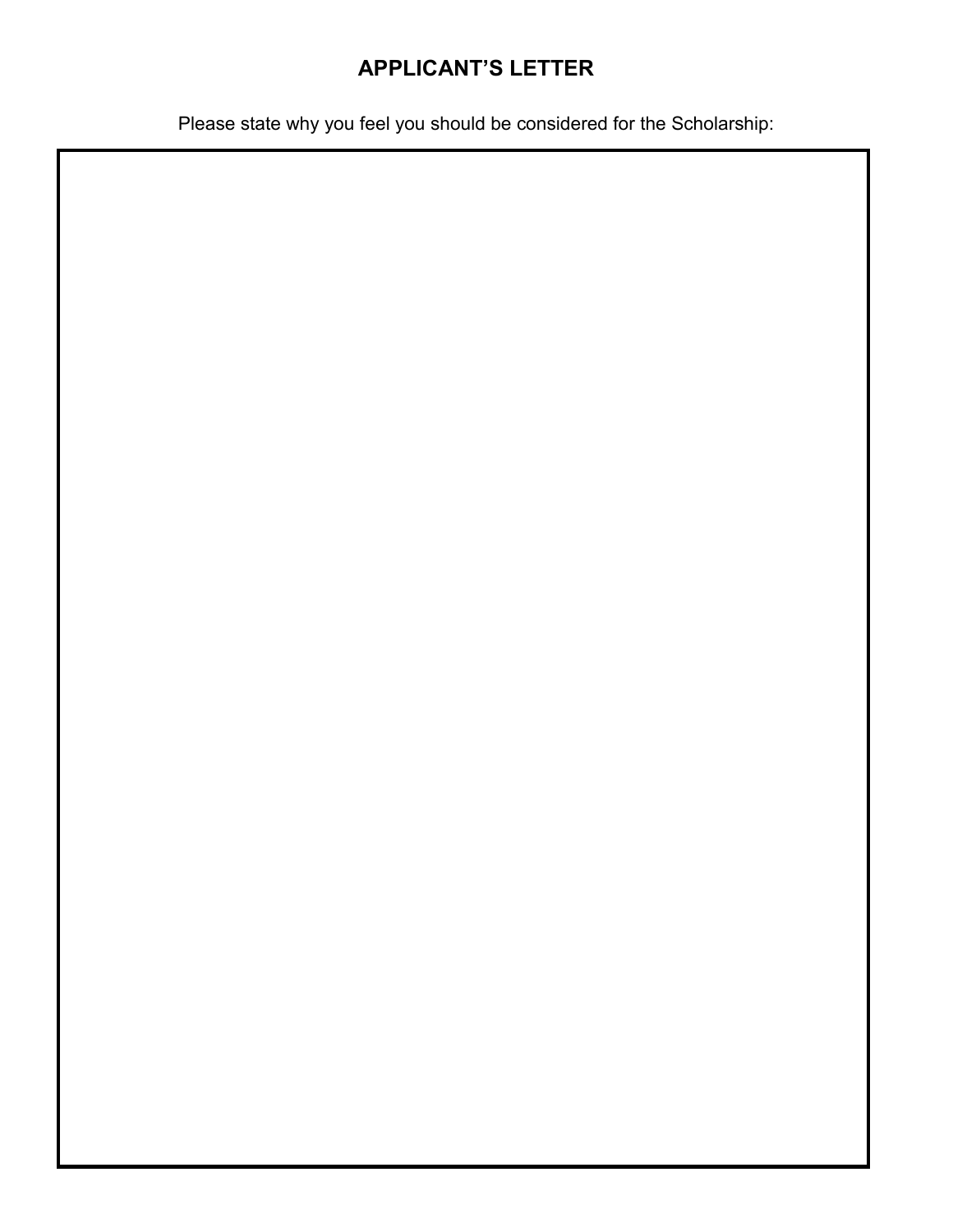# APPLICANT'S LETTER

Please state why you feel you should be considered for the Scholarship: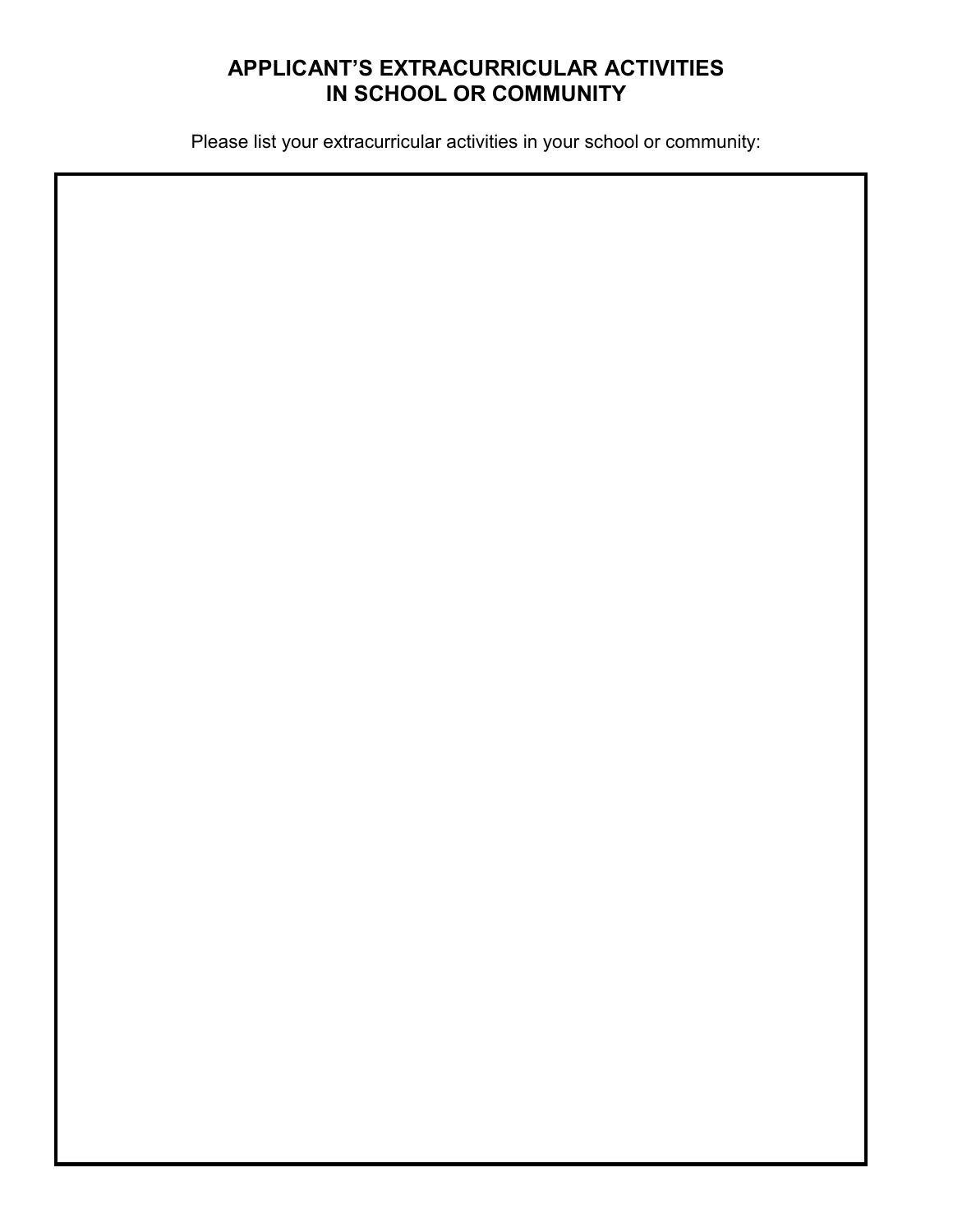## APPLICANT'S EXTRACURRICULAR ACTIVITIES IN SCHOOL OR COMMUNITY

Please list your extracurricular activities in your school or community: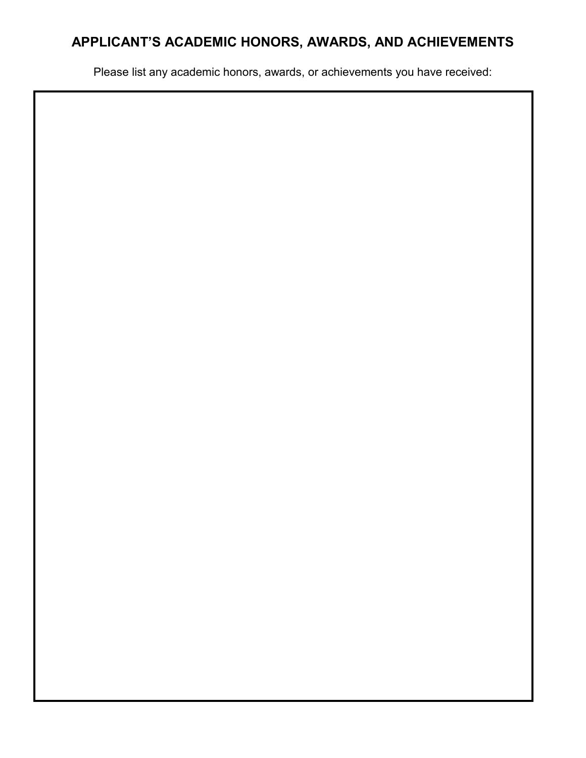## APPLICANT'S ACADEMIC HONORS, AWARDS, AND ACHIEVEMENTS

Please list any academic honors, awards, or achievements you have received: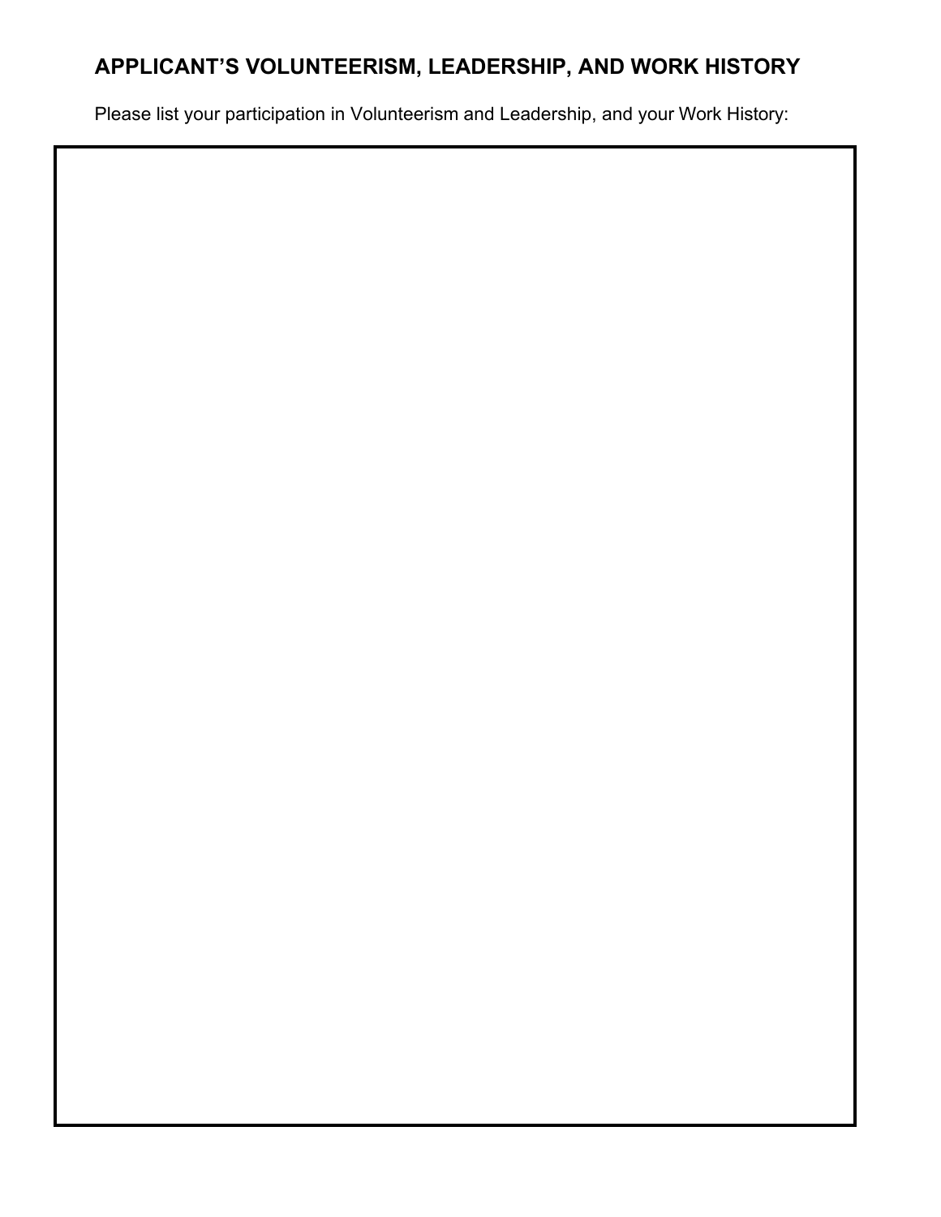## APPLICANT'S VOLUNTEERISM, LEADERSHIP, AND WORK HISTORY

Please list your participation in Volunteerism and Leadership, and your Work History: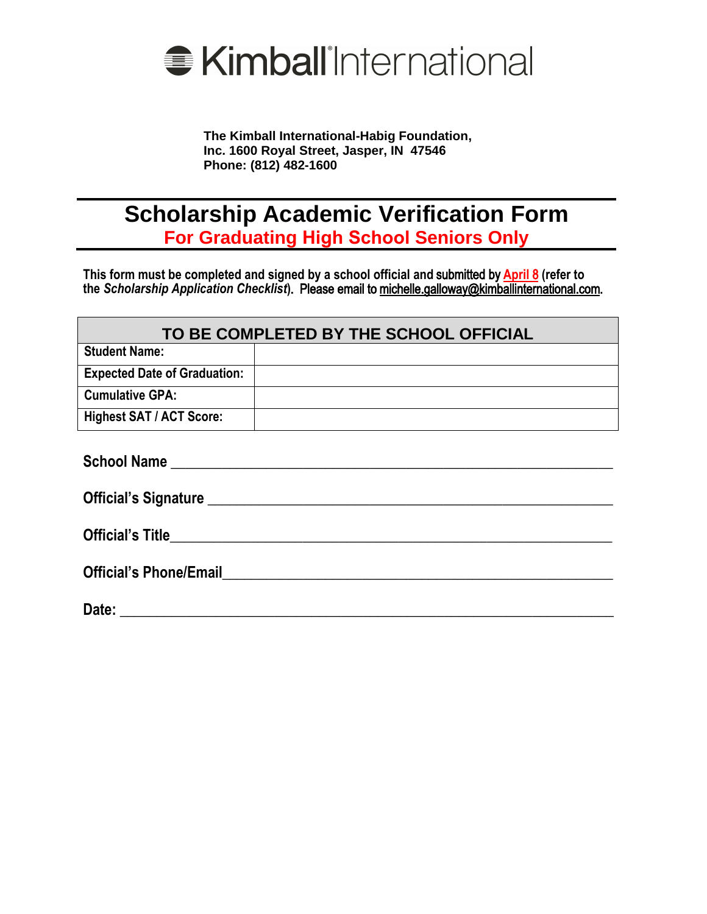Kimball® International

**The Kimball International-Habig Foundation, Inc. 1600 Royal Street, Jasper, IN  47546**
**Phone: (812) 482-1600**

# Scholarship Academic Verification Form

## For Graduating High School Seniors Only

**This form must be completed and signed by a school official and submitted by April 8 (refer to the *Scholarship Application Checklist*). Please email to michelle.galloway@kimballinternational.com.**

| TO BE COMPLETED BY THE SCHOOL OFFICIAL | |
|---|---|
| **Student Name:** | |
| **Expected Date of Graduation:** | |
| **Cumulative GPA:** | |
| **Highest SAT / ACT Score:** | |

**School Name** ____________________________________________

**Official's Signature** ____________________________________________

**Official's Title** ____________________________________________

**Official's Phone/Email** ____________________________________________

**Date:** ____________________________________________